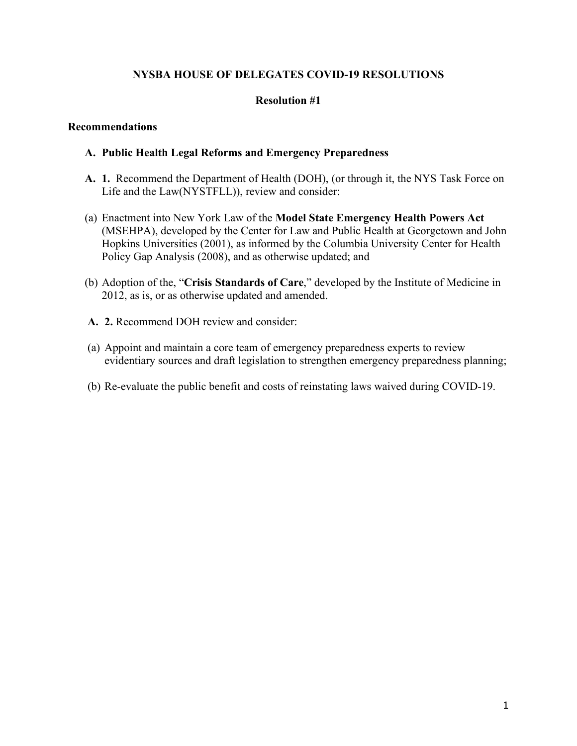# NYSBA HOUSE OF DELEGATES COVID-19 RESOLUTIONS

## Resolution #1

### Recommendations

#### A. Public Health Legal Reforms and Emergency Preparedness

**A. 1.** Recommend the Department of Health (DOH), (or through it, the NYS Task Force on Life and the Law(NYSTFLL)), review and consider:

(a) Enactment into New York Law of the **Model State Emergency Health Powers Act** (MSEHPA), developed by the Center for Law and Public Health at Georgetown and John Hopkins Universities (2001), as informed by the Columbia University Center for Health Policy Gap Analysis (2008), and as otherwise updated; and

(b) Adoption of the, "**Crisis Standards of Care**," developed by the Institute of Medicine in 2012, as is, or as otherwise updated and amended.

**A. 2.** Recommend DOH review and consider:

(a) Appoint and maintain a core team of emergency preparedness experts to review evidentiary sources and draft legislation to strengthen emergency preparedness planning;

(b) Re-evaluate the public benefit and costs of reinstating laws waived during COVID-19.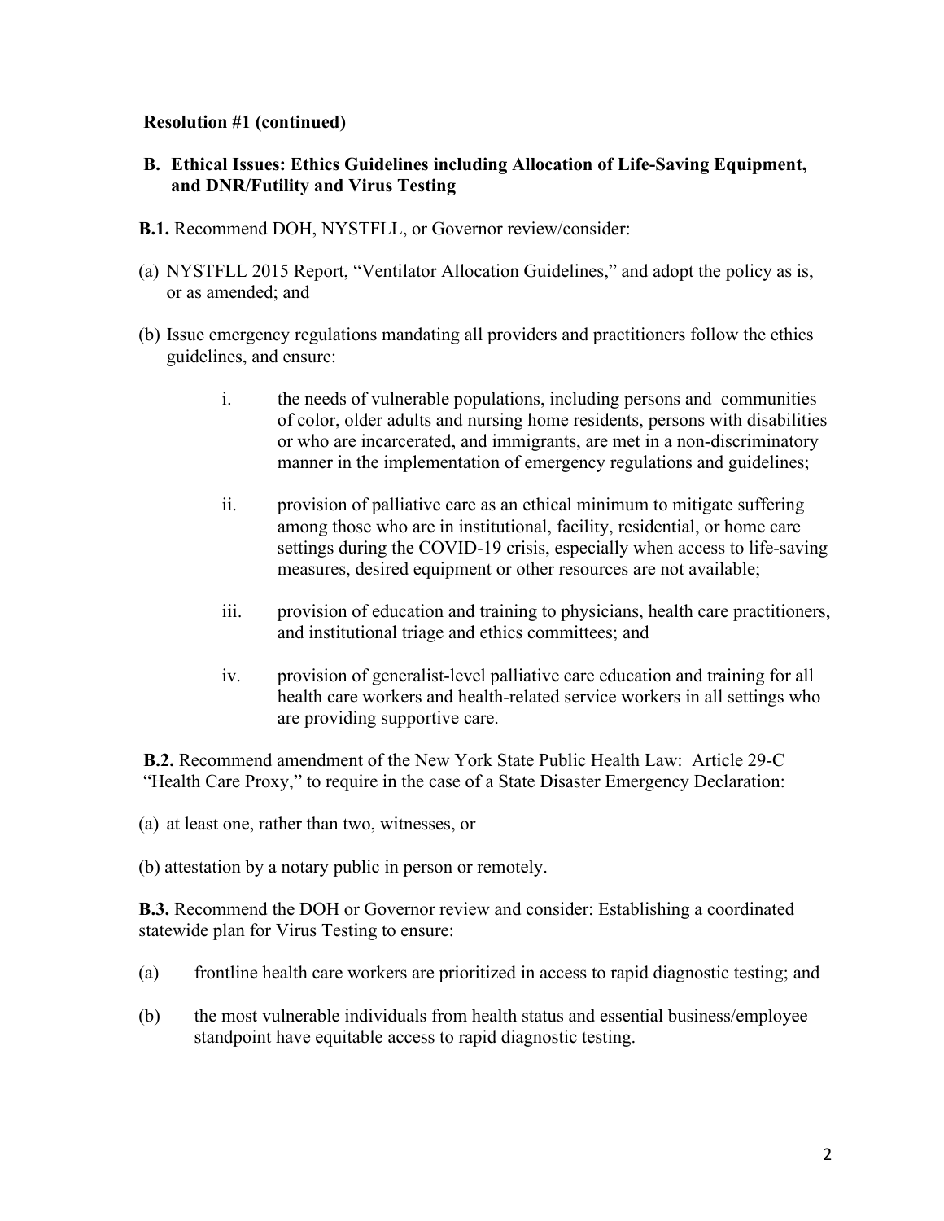**Resolution #1 (continued)**

## B. Ethical Issues: Ethics Guidelines including Allocation of Life-Saving Equipment, and DNR/Futility and Virus Testing

**B.1.** Recommend DOH, NYSTFLL, or Governor review/consider:

(a) NYSTFLL 2015 Report, "Ventilator Allocation Guidelines," and adopt the policy as is, or as amended; and

(b) Issue emergency regulations mandating all providers and practitioners follow the ethics guidelines, and ensure:

- i. the needs of vulnerable populations, including persons and communities of color, older adults and nursing home residents, persons with disabilities or who are incarcerated, and immigrants, are met in a non-discriminatory manner in the implementation of emergency regulations and guidelines;
- ii. provision of palliative care as an ethical minimum to mitigate suffering among those who are in institutional, facility, residential, or home care settings during the COVID-19 crisis, especially when access to life-saving measures, desired equipment or other resources are not available;
- iii. provision of education and training to physicians, health care practitioners, and institutional triage and ethics committees; and
- iv. provision of generalist-level palliative care education and training for all health care workers and health-related service workers in all settings who are providing supportive care.

**B.2.** Recommend amendment of the New York State Public Health Law: Article 29-C "Health Care Proxy," to require in the case of a State Disaster Emergency Declaration:

(a) at least one, rather than two, witnesses, or

(b) attestation by a notary public in person or remotely.

**B.3.** Recommend the DOH or Governor review and consider: Establishing a coordinated statewide plan for Virus Testing to ensure:

(a) frontline health care workers are prioritized in access to rapid diagnostic testing; and

(b) the most vulnerable individuals from health status and essential business/employee standpoint have equitable access to rapid diagnostic testing.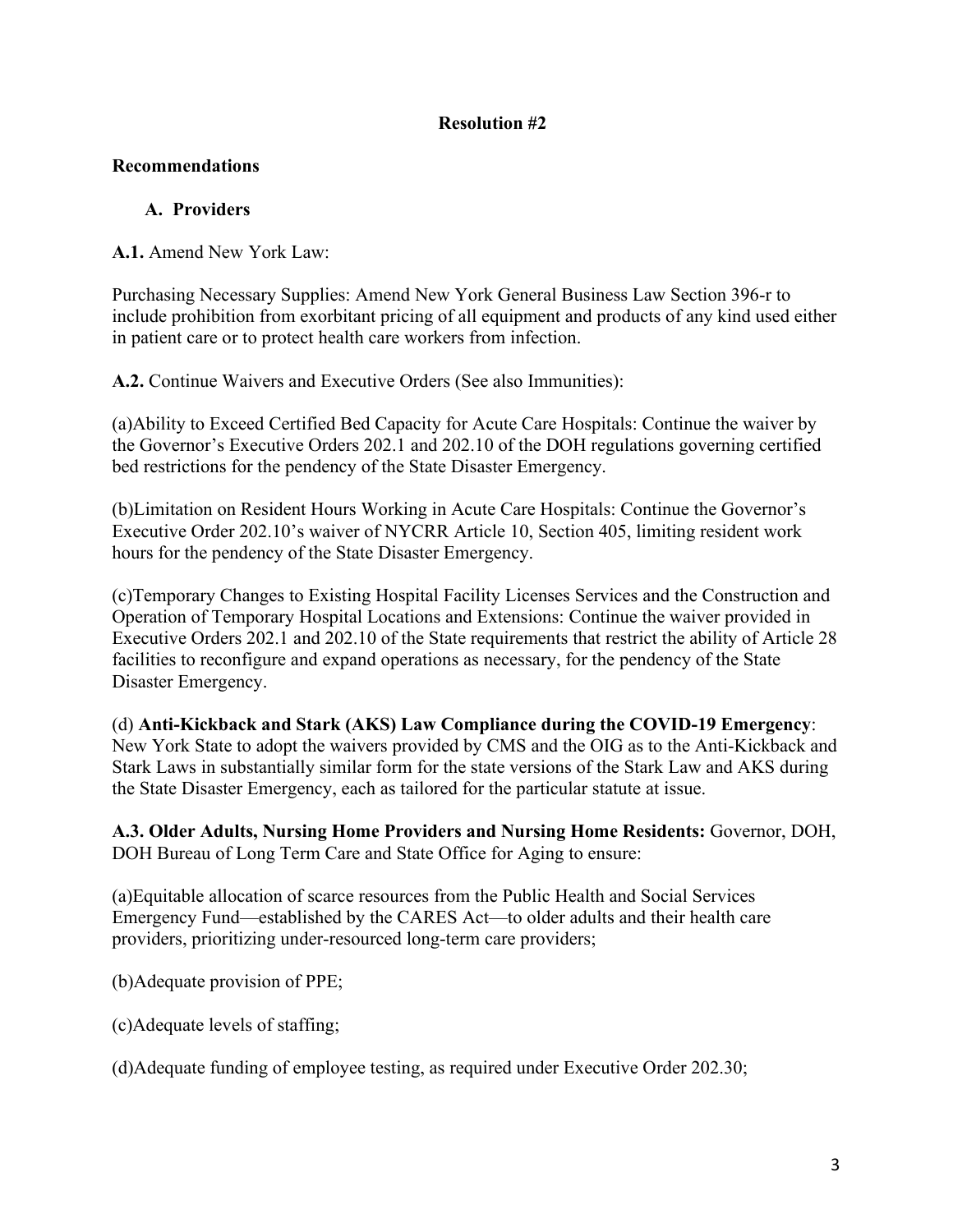**Resolution #2**

**Recommendations**

**A. Providers**

**A.1.** Amend New York Law:

Purchasing Necessary Supplies: Amend New York General Business Law Section 396-r to include prohibition from exorbitant pricing of all equipment and products of any kind used either in patient care or to protect health care workers from infection.

**A.2.** Continue Waivers and Executive Orders (See also Immunities):

(a)Ability to Exceed Certified Bed Capacity for Acute Care Hospitals: Continue the waiver by the Governor's Executive Orders 202.1 and 202.10 of the DOH regulations governing certified bed restrictions for the pendency of the State Disaster Emergency.

(b)Limitation on Resident Hours Working in Acute Care Hospitals: Continue the Governor's Executive Order 202.10's waiver of NYCRR Article 10, Section 405, limiting resident work hours for the pendency of the State Disaster Emergency.

(c)Temporary Changes to Existing Hospital Facility Licenses Services and the Construction and Operation of Temporary Hospital Locations and Extensions: Continue the waiver provided in Executive Orders 202.1 and 202.10 of the State requirements that restrict the ability of Article 28 facilities to reconfigure and expand operations as necessary, for the pendency of the State Disaster Emergency.

(d) **Anti-Kickback and Stark (AKS) Law Compliance during the COVID-19 Emergency**: New York State to adopt the waivers provided by CMS and the OIG as to the Anti-Kickback and Stark Laws in substantially similar form for the state versions of the Stark Law and AKS during the State Disaster Emergency, each as tailored for the particular statute at issue.

**A.3. Older Adults, Nursing Home Providers and Nursing Home Residents:** Governor, DOH, DOH Bureau of Long Term Care and State Office for Aging to ensure:

(a)Equitable allocation of scarce resources from the Public Health and Social Services Emergency Fund—established by the CARES Act—to older adults and their health care providers, prioritizing under-resourced long-term care providers;

(b)Adequate provision of PPE;

(c)Adequate levels of staffing;

(d)Adequate funding of employee testing, as required under Executive Order 202.30;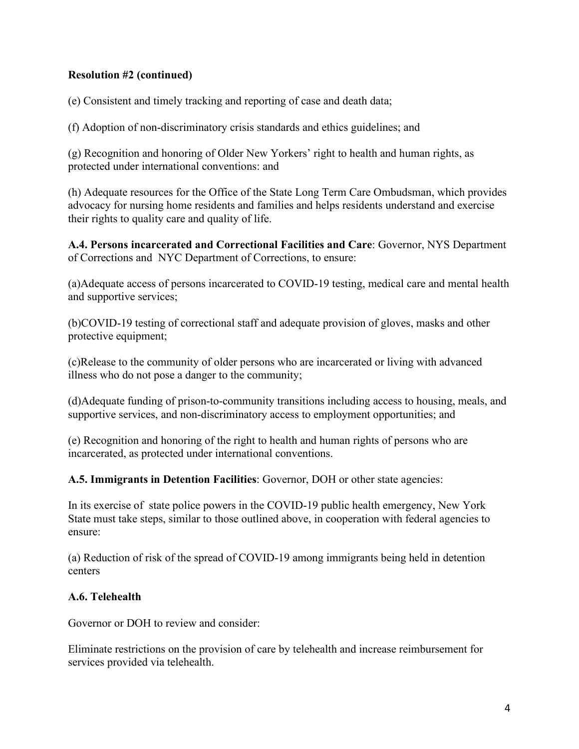**Resolution #2 (continued)**

(e) Consistent and timely tracking and reporting of case and death data;

(f) Adoption of non-discriminatory crisis standards and ethics guidelines; and

(g) Recognition and honoring of Older New Yorkers' right to health and human rights, as protected under international conventions: and

(h) Adequate resources for the Office of the State Long Term Care Ombudsman, which provides advocacy for nursing home residents and families and helps residents understand and exercise their rights to quality care and quality of life.

**A.4. Persons incarcerated and Correctional Facilities and Care**: Governor, NYS Department of Corrections and NYC Department of Corrections, to ensure:

(a)Adequate access of persons incarcerated to COVID-19 testing, medical care and mental health and supportive services;

(b)COVID-19 testing of correctional staff and adequate provision of gloves, masks and other protective equipment;

(c)Release to the community of older persons who are incarcerated or living with advanced illness who do not pose a danger to the community;

(d)Adequate funding of prison-to-community transitions including access to housing, meals, and supportive services, and non-discriminatory access to employment opportunities; and

(e) Recognition and honoring of the right to health and human rights of persons who are incarcerated, as protected under international conventions.

**A.5. Immigrants in Detention Facilities**: Governor, DOH or other state agencies:

In its exercise of state police powers in the COVID-19 public health emergency, New York State must take steps, similar to those outlined above, in cooperation with federal agencies to ensure:

(a) Reduction of risk of the spread of COVID-19 among immigrants being held in detention centers

**A.6. Telehealth**

Governor or DOH to review and consider:

Eliminate restrictions on the provision of care by telehealth and increase reimbursement for services provided via telehealth.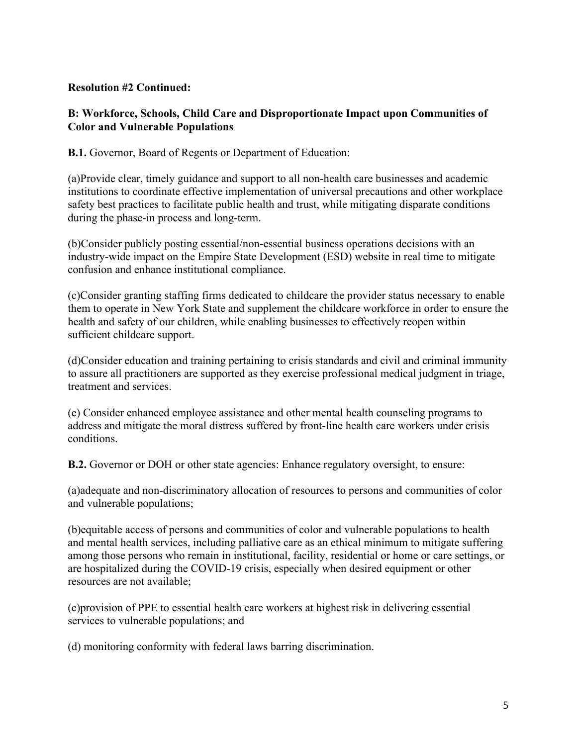**Resolution #2 Continued:**

**B: Workforce, Schools, Child Care and Disproportionate Impact upon Communities of Color and Vulnerable Populations**

**B.1.** Governor, Board of Regents or Department of Education:

(a)Provide clear, timely guidance and support to all non-health care businesses and academic institutions to coordinate effective implementation of universal precautions and other workplace safety best practices to facilitate public health and trust, while mitigating disparate conditions during the phase-in process and long-term.

(b)Consider publicly posting essential/non-essential business operations decisions with an industry-wide impact on the Empire State Development (ESD) website in real time to mitigate confusion and enhance institutional compliance.

(c)Consider granting staffing firms dedicated to childcare the provider status necessary to enable them to operate in New York State and supplement the childcare workforce in order to ensure the health and safety of our children, while enabling businesses to effectively reopen within sufficient childcare support.

(d)Consider education and training pertaining to crisis standards and civil and criminal immunity to assure all practitioners are supported as they exercise professional medical judgment in triage, treatment and services.

(e) Consider enhanced employee assistance and other mental health counseling programs to address and mitigate the moral distress suffered by front-line health care workers under crisis conditions.

**B.2.** Governor or DOH or other state agencies: Enhance regulatory oversight, to ensure:

(a)adequate and non-discriminatory allocation of resources to persons and communities of color and vulnerable populations;

(b)equitable access of persons and communities of color and vulnerable populations to health and mental health services, including palliative care as an ethical minimum to mitigate suffering among those persons who remain in institutional, facility, residential or home or care settings, or are hospitalized during the COVID-19 crisis, especially when desired equipment or other resources are not available;

(c)provision of PPE to essential health care workers at highest risk in delivering essential services to vulnerable populations; and

(d) monitoring conformity with federal laws barring discrimination.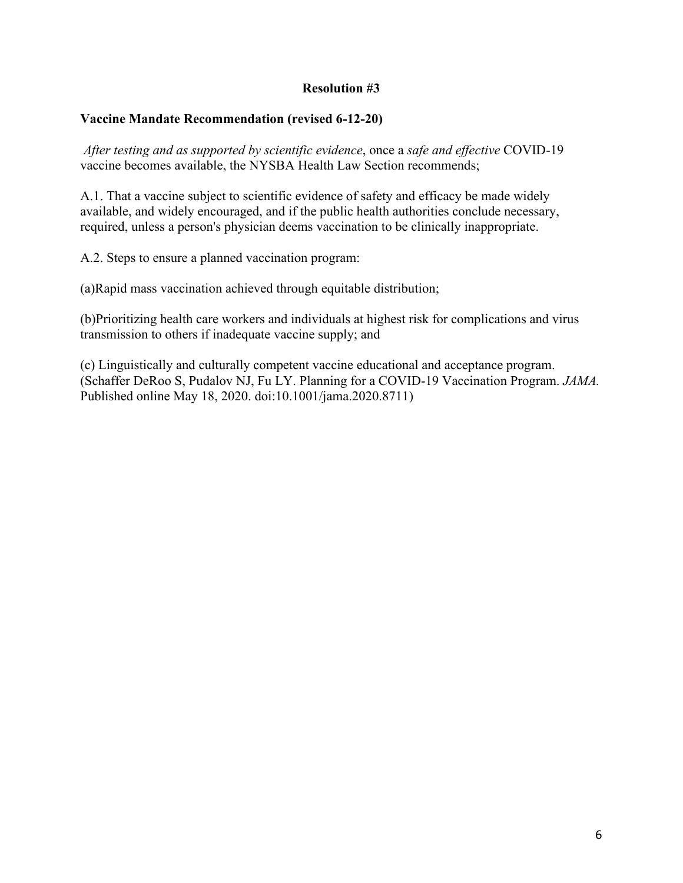**Resolution #3**

**Vaccine Mandate Recommendation (revised 6-12-20)**

*After testing and as supported by scientific evidence*, once a *safe and effective* COVID-19 vaccine becomes available, the NYSBA Health Law Section recommends;

A.1. That a vaccine subject to scientific evidence of safety and efficacy be made widely available, and widely encouraged, and if the public health authorities conclude necessary, required, unless a person's physician deems vaccination to be clinically inappropriate.

A.2. Steps to ensure a planned vaccination program:

(a)Rapid mass vaccination achieved through equitable distribution;

(b)Prioritizing health care workers and individuals at highest risk for complications and virus transmission to others if inadequate vaccine supply; and

(c) Linguistically and culturally competent vaccine educational and acceptance program. (Schaffer DeRoo S, Pudalov NJ, Fu LY. Planning for a COVID-19 Vaccination Program. *JAMA.* Published online May 18, 2020. doi:10.1001/jama.2020.8711)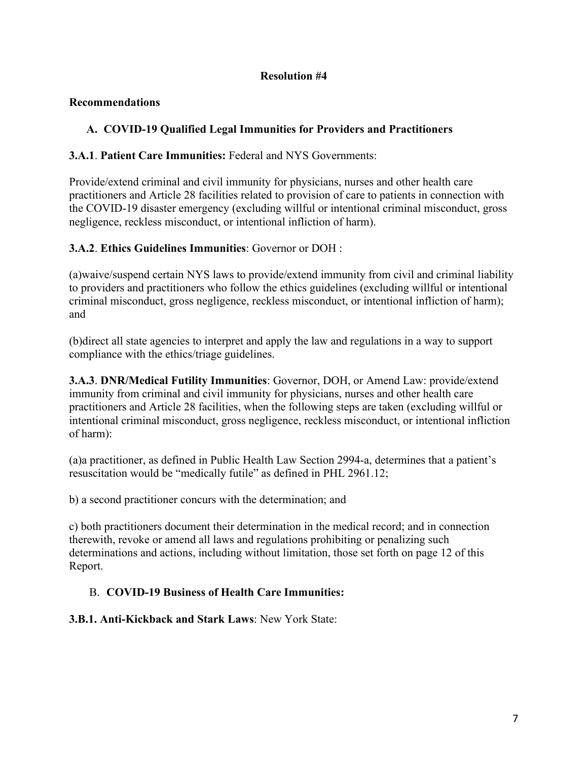**Resolution #4**

**Recommendations**

**A. COVID-19 Qualified Legal Immunities for Providers and Practitioners**

**3.A.1**. **Patient Care Immunities:** Federal and NYS Governments:

Provide/extend criminal and civil immunity for physicians, nurses and other health care practitioners and Article 28 facilities related to provision of care to patients in connection with the COVID-19 disaster emergency (excluding willful or intentional criminal misconduct, gross negligence, reckless misconduct, or intentional infliction of harm).

**3.A.2**. **Ethics Guidelines Immunities**: Governor or DOH :

(a)waive/suspend certain NYS laws to provide/extend immunity from civil and criminal liability to providers and practitioners who follow the ethics guidelines (excluding willful or intentional criminal misconduct, gross negligence, reckless misconduct, or intentional infliction of harm); and

(b)direct all state agencies to interpret and apply the law and regulations in a way to support compliance with the ethics/triage guidelines.

**3.A.3**. **DNR/Medical Futility Immunities**: Governor, DOH, or Amend Law: provide/extend immunity from criminal and civil immunity for physicians, nurses and other health care practitioners and Article 28 facilities, when the following steps are taken (excluding willful or intentional criminal misconduct, gross negligence, reckless misconduct, or intentional infliction of harm):

(a)a practitioner, as defined in Public Health Law Section 2994-a, determines that a patient's resuscitation would be "medically futile" as defined in PHL 2961.12;

b) a second practitioner concurs with the determination; and

c) both practitioners document their determination in the medical record; and in connection therewith, revoke or amend all laws and regulations prohibiting or penalizing such determinations and actions, including without limitation, those set forth on page 12 of this Report.

**B. COVID-19 Business of Health Care Immunities:**

**3.B.1. Anti-Kickback and Stark Laws**: New York State: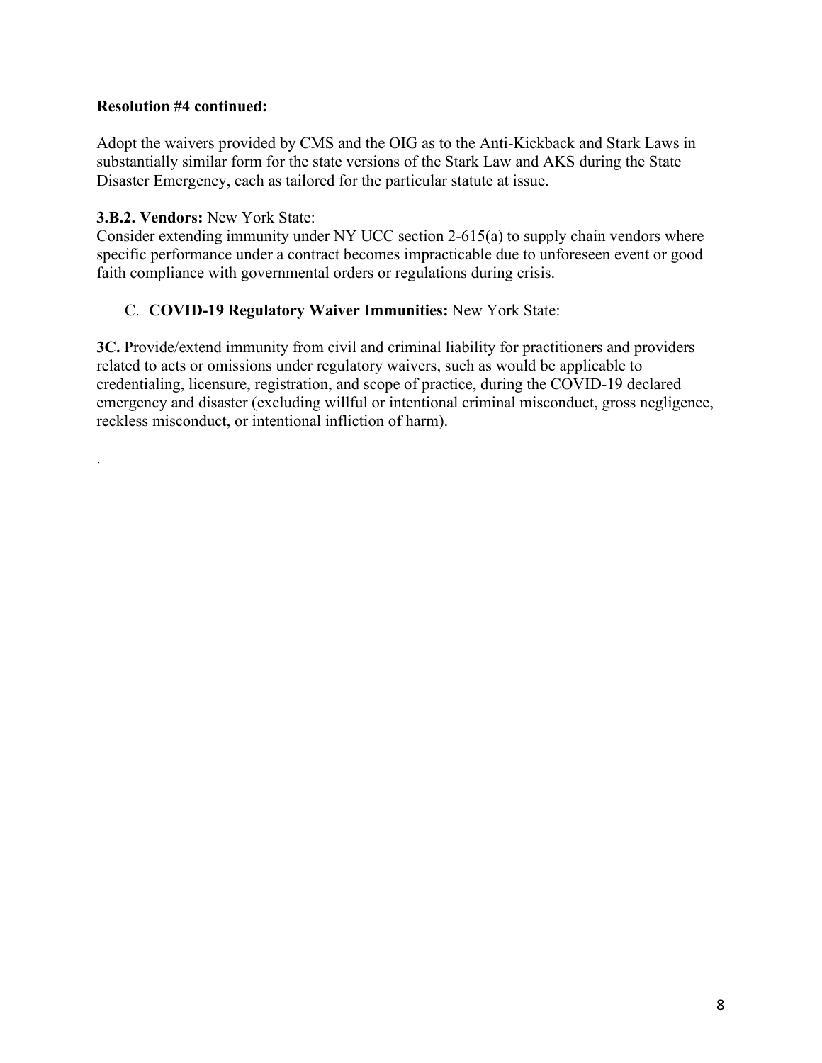**Resolution #4 continued:**

Adopt the waivers provided by CMS and the OIG as to the Anti-Kickback and Stark Laws in substantially similar form for the state versions of the Stark Law and AKS during the State Disaster Emergency, each as tailored for the particular statute at issue.

**3.B.2. Vendors:** New York State:
Consider extending immunity under NY UCC section 2-615(a) to supply chain vendors where specific performance under a contract becomes impracticable due to unforeseen event or good faith compliance with governmental orders or regulations during crisis.

C. **COVID-19 Regulatory Waiver Immunities:** New York State:

**3C.** Provide/extend immunity from civil and criminal liability for practitioners and providers related to acts or omissions under regulatory waivers, such as would be applicable to credentialing, licensure, registration, and scope of practice, during the COVID-19 declared emergency and disaster (excluding willful or intentional criminal misconduct, gross negligence, reckless misconduct, or intentional infliction of harm).

.